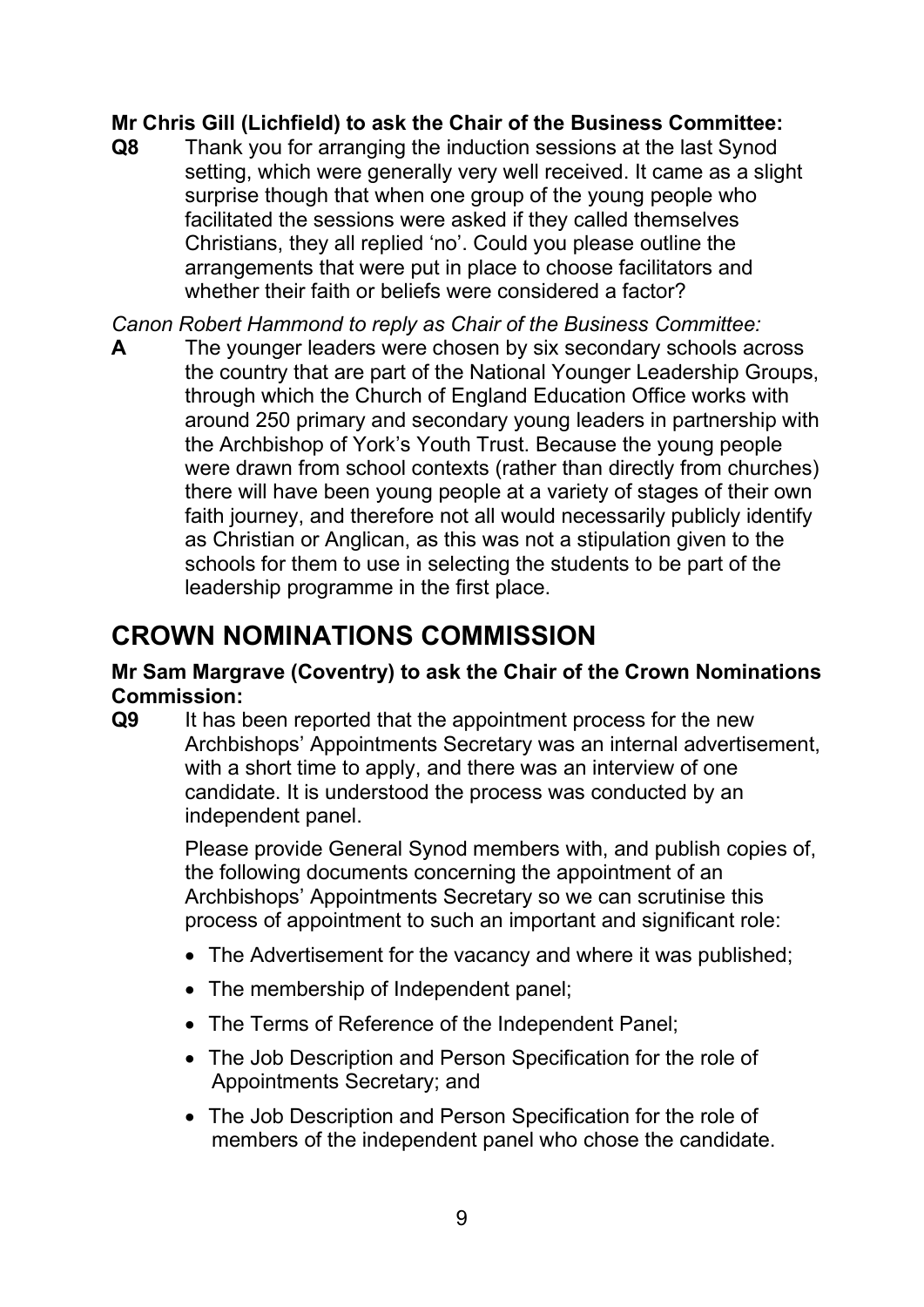**Mr Chris Gill (Lichfield) to ask the Chair of the Business Committee:**

**Q8** Thank you for arranging the induction sessions at the last Synod setting, which were generally very well received. It came as a slight surprise though that when one group of the young people who facilitated the sessions were asked if they called themselves Christians, they all replied 'no'. Could you please outline the arrangements that were put in place to choose facilitators and whether their faith or beliefs were considered a factor?

*Canon Robert Hammond to reply as Chair of the Business Committee:*

**A** The younger leaders were chosen by six secondary schools across the country that are part of the National Younger Leadership Groups, through which the Church of England Education Office works with around 250 primary and secondary young leaders in partnership with the Archbishop of York's Youth Trust. Because the young people were drawn from school contexts (rather than directly from churches) there will have been young people at a variety of stages of their own faith journey, and therefore not all would necessarily publicly identify as Christian or Anglican, as this was not a stipulation given to the schools for them to use in selecting the students to be part of the leadership programme in the first place.

## CROWN NOMINATIONS COMMISSION

**Mr Sam Margrave (Coventry) to ask the Chair of the Crown Nominations Commission:**

**Q9** It has been reported that the appointment process for the new Archbishops' Appointments Secretary was an internal advertisement, with a short time to apply, and there was an interview of one candidate. It is understood the process was conducted by an independent panel.

Please provide General Synod members with, and publish copies of, the following documents concerning the appointment of an Archbishops' Appointments Secretary so we can scrutinise this process of appointment to such an important and significant role:

- The Advertisement for the vacancy and where it was published;
- The membership of Independent panel;
- The Terms of Reference of the Independent Panel;
- The Job Description and Person Specification for the role of Appointments Secretary; and
- The Job Description and Person Specification for the role of members of the independent panel who chose the candidate.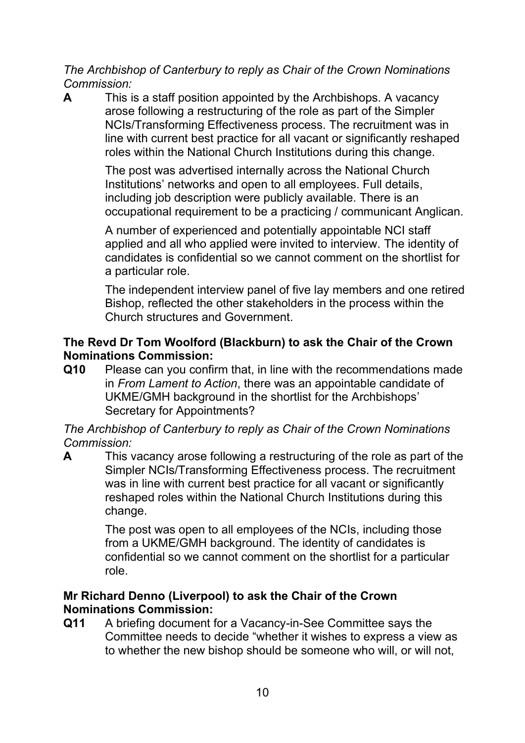*The Archbishop of Canterbury to reply as Chair of the Crown Nominations Commission:*

**A** This is a staff position appointed by the Archbishops. A vacancy arose following a restructuring of the role as part of the Simpler NCIs/Transforming Effectiveness process. The recruitment was in line with current best practice for all vacant or significantly reshaped roles within the National Church Institutions during this change.

The post was advertised internally across the National Church Institutions' networks and open to all employees. Full details, including job description were publicly available. There is an occupational requirement to be a practicing / communicant Anglican.

A number of experienced and potentially appointable NCI staff applied and all who applied were invited to interview. The identity of candidates is confidential so we cannot comment on the shortlist for a particular role.

The independent interview panel of five lay members and one retired Bishop, reflected the other stakeholders in the process within the Church structures and Government.

**The Revd Dr Tom Woolford (Blackburn) to ask the Chair of the Crown Nominations Commission:**

**Q10** Please can you confirm that, in line with the recommendations made in *From Lament to Action*, there was an appointable candidate of UKME/GMH background in the shortlist for the Archbishops' Secretary for Appointments?

*The Archbishop of Canterbury to reply as Chair of the Crown Nominations Commission:*

**A** This vacancy arose following a restructuring of the role as part of the Simpler NCIs/Transforming Effectiveness process. The recruitment was in line with current best practice for all vacant or significantly reshaped roles within the National Church Institutions during this change.

The post was open to all employees of the NCIs, including those from a UKME/GMH background. The identity of candidates is confidential so we cannot comment on the shortlist for a particular role.

**Mr Richard Denno (Liverpool) to ask the Chair of the Crown Nominations Commission:**

**Q11** A briefing document for a Vacancy-in-See Committee says the Committee needs to decide "whether it wishes to express a view as to whether the new bishop should be someone who will, or will not,